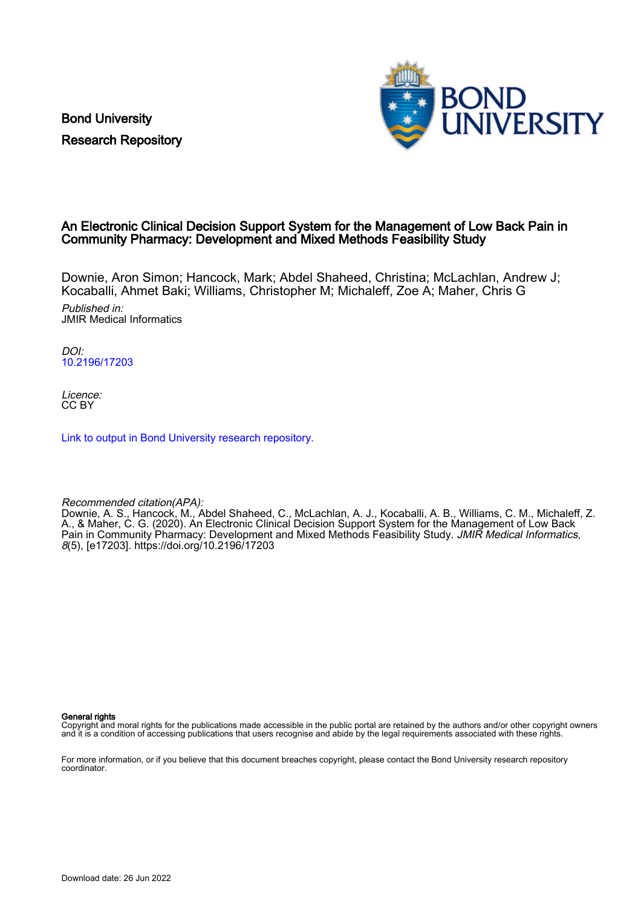Bond University
Research Repository

# An Electronic Clinical Decision Support System for the Management of Low Back Pain in Community Pharmacy: Development and Mixed Methods Feasibility Study

Downie, Aron Simon; Hancock, Mark; Abdel Shaheed, Christina; McLachlan, Andrew J; Kocaballi, Ahmet Baki; Williams, Christopher M; Michaleff, Zoe A; Maher, Chris G

*Published in:*
JMIR Medical Informatics

*DOI:*
10.2196/17203

*Licence:*
CC BY

Link to output in Bond University research repository.

*Recommended citation(APA):*
Downie, A. S., Hancock, M., Abdel Shaheed, C., McLachlan, A. J., Kocaballi, A. B., Williams, C. M., Michaleff, Z. A., & Maher, C. G. (2020). An Electronic Clinical Decision Support System for the Management of Low Back Pain in Community Pharmacy: Development and Mixed Methods Feasibility Study. *JMIR Medical Informatics*, *8*(5), [e17203]. https://doi.org/10.2196/17203

**General rights**
Copyright and moral rights for the publications made accessible in the public portal are retained by the authors and/or other copyright owners and it is a condition of accessing publications that users recognise and abide by the legal requirements associated with these rights.

For more information, or if you believe that this document breaches copyright, please contact the Bond University research repository coordinator.

Download date: 26 Jun 2022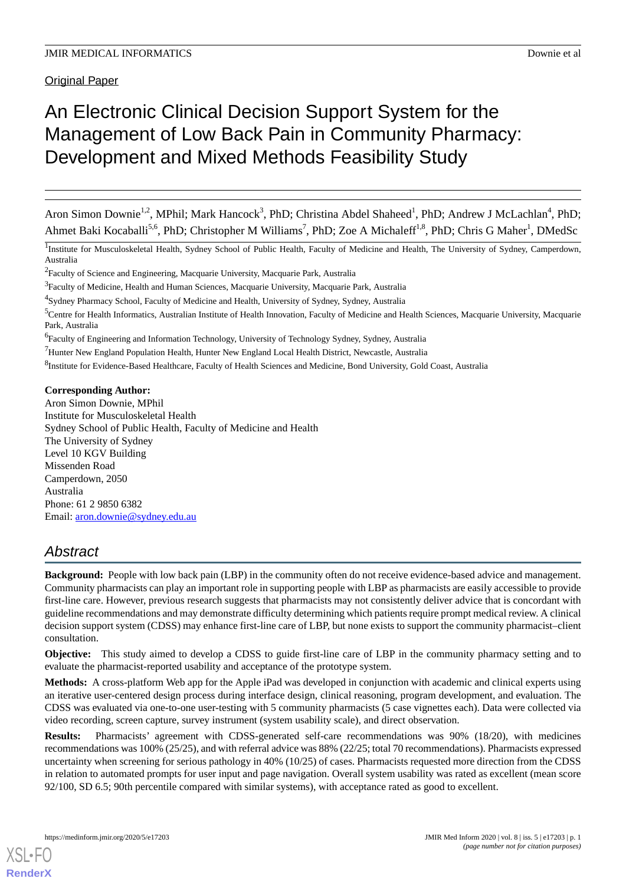Original Paper

# An Electronic Clinical Decision Support System for the Management of Low Back Pain in Community Pharmacy: Development and Mixed Methods Feasibility Study

Aron Simon Downie[1,2], MPhil; Mark Hancock[3], PhD; Christina Abdel Shaheed[1], PhD; Andrew J McLachlan[4], PhD; Ahmet Baki Kocaballi[5,6], PhD; Christopher M Williams[7], PhD; Zoe A Michaleff[1,8], PhD; Chris G Maher[1], DMedSc

[1]Institute for Musculoskeletal Health, Sydney School of Public Health, Faculty of Medicine and Health, The University of Sydney, Camperdown, Australia

[2]Faculty of Science and Engineering, Macquarie University, Macquarie Park, Australia

[3]Faculty of Medicine, Health and Human Sciences, Macquarie University, Macquarie Park, Australia

[4]Sydney Pharmacy School, Faculty of Medicine and Health, University of Sydney, Sydney, Australia

[5]Centre for Health Informatics, Australian Institute of Health Innovation, Faculty of Medicine and Health Sciences, Macquarie University, Macquarie Park, Australia

[6]Faculty of Engineering and Information Technology, University of Technology Sydney, Sydney, Australia

[7]Hunter New England Population Health, Hunter New England Local Health District, Newcastle, Australia

[8]Institute for Evidence-Based Healthcare, Faculty of Health Sciences and Medicine, Bond University, Gold Coast, Australia

**Corresponding Author:**
Aron Simon Downie, MPhil
Institute for Musculoskeletal Health
Sydney School of Public Health, Faculty of Medicine and Health
The University of Sydney
Level 10 KGV Building
Missenden Road
Camperdown, 2050
Australia
Phone: 61 2 9850 6382
Email: aron.downie@sydney.edu.au

## Abstract

**Background:** People with low back pain (LBP) in the community often do not receive evidence-based advice and management. Community pharmacists can play an important role in supporting people with LBP as pharmacists are easily accessible to provide first-line care. However, previous research suggests that pharmacists may not consistently deliver advice that is concordant with guideline recommendations and may demonstrate difficulty determining which patients require prompt medical review. A clinical decision support system (CDSS) may enhance first-line care of LBP, but none exists to support the community pharmacist–client consultation.

**Objective:** This study aimed to develop a CDSS to guide first-line care of LBP in the community pharmacy setting and to evaluate the pharmacist-reported usability and acceptance of the prototype system.

**Methods:** A cross-platform Web app for the Apple iPad was developed in conjunction with academic and clinical experts using an iterative user-centered design process during interface design, clinical reasoning, program development, and evaluation. The CDSS was evaluated via one-to-one user-testing with 5 community pharmacists (5 case vignettes each). Data were collected via video recording, screen capture, survey instrument (system usability scale), and direct observation.

**Results:** Pharmacists' agreement with CDSS-generated self-care recommendations was 90% (18/20), with medicines recommendations was 100% (25/25), and with referral advice was 88% (22/25; total 70 recommendations). Pharmacists expressed uncertainty when screening for serious pathology in 40% (10/25) of cases. Pharmacists requested more direction from the CDSS in relation to automated prompts for user input and page navigation. Overall system usability was rated as excellent (mean score 92/100, SD 6.5; 90th percentile compared with similar systems), with acceptance rated as good to excellent.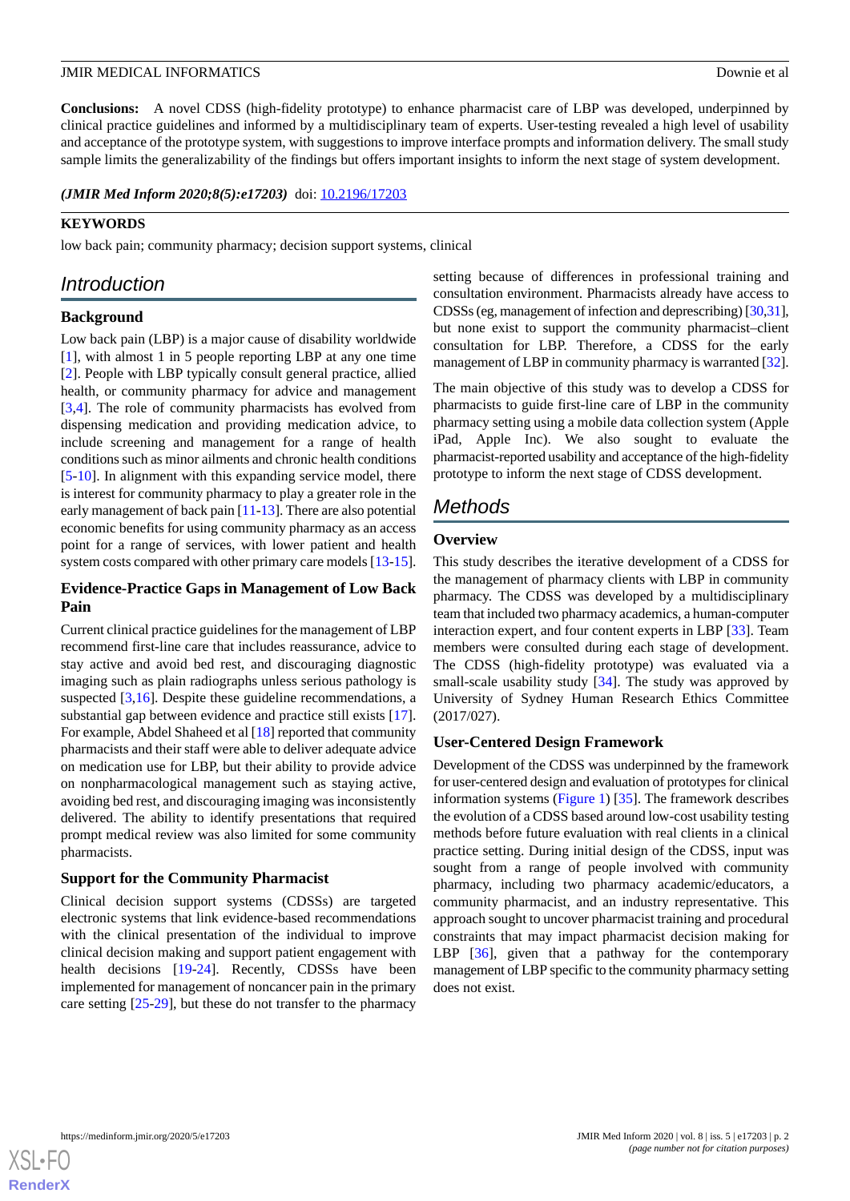**Conclusions:** A novel CDSS (high-fidelity prototype) to enhance pharmacist care of LBP was developed, underpinned by clinical practice guidelines and informed by a multidisciplinary team of experts. User-testing revealed a high level of usability and acceptance of the prototype system, with suggestions to improve interface prompts and information delivery. The small study sample limits the generalizability of the findings but offers important insights to inform the next stage of system development.

***(JMIR Med Inform 2020;8(5):e17203)*** doi: 10.2196/17203

**KEYWORDS**

low back pain; community pharmacy; decision support systems, clinical

## Introduction

### Background

Low back pain (LBP) is a major cause of disability worldwide [1], with almost 1 in 5 people reporting LBP at any one time [2]. People with LBP typically consult general practice, allied health, or community pharmacy for advice and management [3,4]. The role of community pharmacists has evolved from dispensing medication and providing medication advice, to include screening and management for a range of health conditions such as minor ailments and chronic health conditions [5-10]. In alignment with this expanding service model, there is interest for community pharmacy to play a greater role in the early management of back pain [11-13]. There are also potential economic benefits for using community pharmacy as an access point for a range of services, with lower patient and health system costs compared with other primary care models [13-15].

### Evidence-Practice Gaps in Management of Low Back Pain

Current clinical practice guidelines for the management of LBP recommend first-line care that includes reassurance, advice to stay active and avoid bed rest, and discouraging diagnostic imaging such as plain radiographs unless serious pathology is suspected [3,16]. Despite these guideline recommendations, a substantial gap between evidence and practice still exists [17]. For example, Abdel Shaheed et al [18] reported that community pharmacists and their staff were able to deliver adequate advice on medication use for LBP, but their ability to provide advice on nonpharmacological management such as staying active, avoiding bed rest, and discouraging imaging was inconsistently delivered. The ability to identify presentations that required prompt medical review was also limited for some community pharmacists.

### Support for the Community Pharmacist

Clinical decision support systems (CDSSs) are targeted electronic systems that link evidence-based recommendations with the clinical presentation of the individual to improve clinical decision making and support patient engagement with health decisions [19-24]. Recently, CDSSs have been implemented for management of noncancer pain in the primary care setting [25-29], but these do not transfer to the pharmacy setting because of differences in professional training and consultation environment. Pharmacists already have access to CDSSs (eg, management of infection and deprescribing) [30,31], but none exist to support the community pharmacist–client consultation for LBP. Therefore, a CDSS for the early management of LBP in community pharmacy is warranted [32].

The main objective of this study was to develop a CDSS for pharmacists to guide first-line care of LBP in the community pharmacy setting using a mobile data collection system (Apple iPad, Apple Inc). We also sought to evaluate the pharmacist-reported usability and acceptance of the high-fidelity prototype to inform the next stage of CDSS development.

## Methods

### Overview

This study describes the iterative development of a CDSS for the management of pharmacy clients with LBP in community pharmacy. The CDSS was developed by a multidisciplinary team that included two pharmacy academics, a human-computer interaction expert, and four content experts in LBP [33]. Team members were consulted during each stage of development. The CDSS (high-fidelity prototype) was evaluated via a small-scale usability study [34]. The study was approved by University of Sydney Human Research Ethics Committee (2017/027).

### User-Centered Design Framework

Development of the CDSS was underpinned by the framework for user-centered design and evaluation of prototypes for clinical information systems (Figure 1) [35]. The framework describes the evolution of a CDSS based around low-cost usability testing methods before future evaluation with real clients in a clinical practice setting. During initial design of the CDSS, input was sought from a range of people involved with community pharmacy, including two pharmacy academic/educators, a community pharmacist, and an industry representative. This approach sought to uncover pharmacist training and procedural constraints that may impact pharmacist decision making for LBP [36], given that a pathway for the contemporary management of LBP specific to the community pharmacy setting does not exist.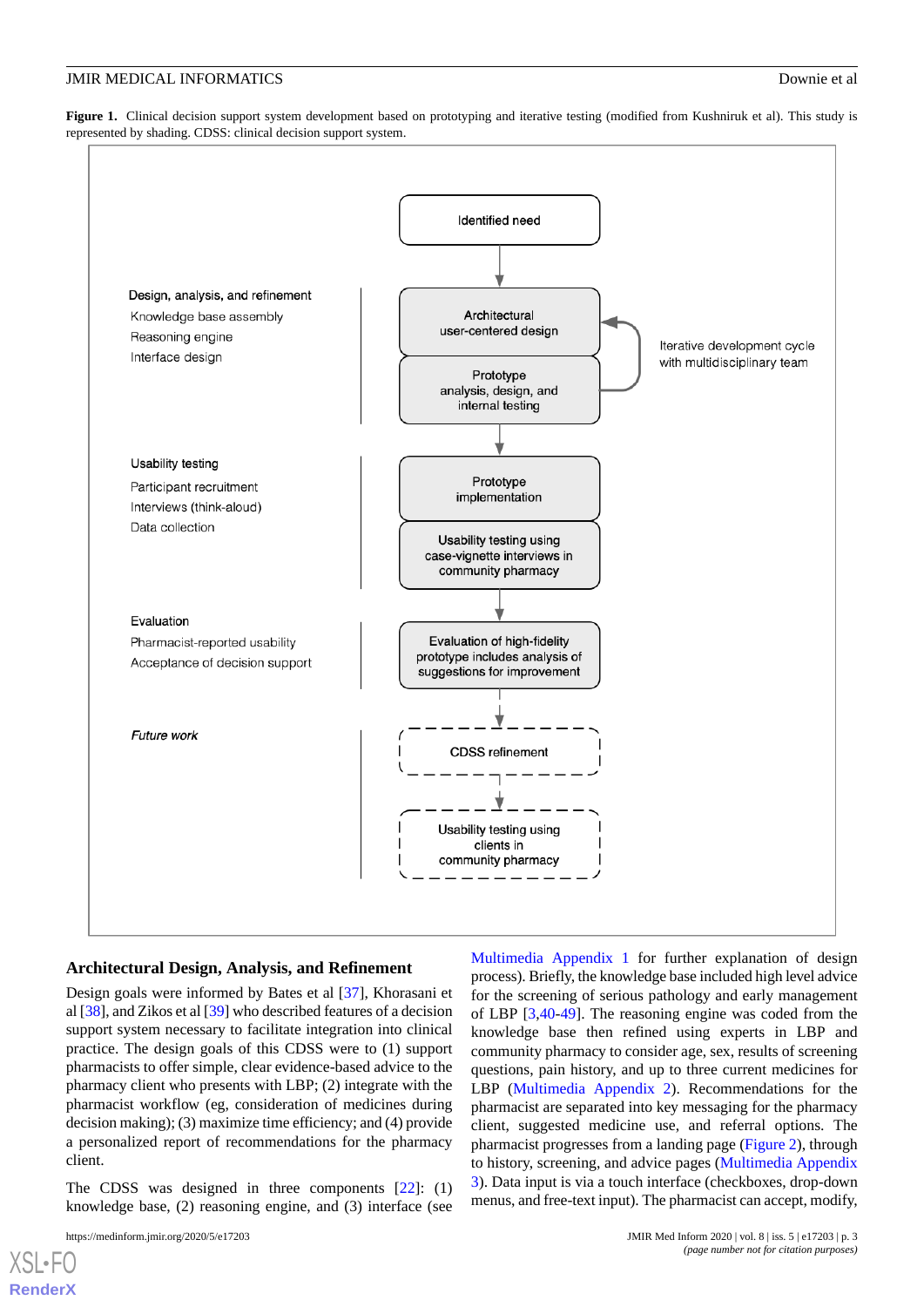**Figure 1.** Clinical decision support system development based on prototyping and iterative testing (modified from Kushniruk et al). This study is represented by shading. CDSS: clinical decision support system.

Design, analysis, and refinement
Knowledge base assembly
Reasoning engine
Interface design

Identified need

Architectural user-centered design

Prototype analysis, design, and internal testing

Iterative development cycle with multidisciplinary team

Usability testing
Participant recruitment
Interviews (think-aloud)
Data collection

Prototype implementation

Usability testing using case-vignette interviews in community pharmacy

Evaluation
Pharmacist-reported usability
Acceptance of decision support

Evaluation of high-fidelity prototype includes analysis of suggestions for improvement

*Future work*

CDSS refinement

Usability testing using clients in community pharmacy

## Architectural Design, Analysis, and Refinement

Design goals were informed by Bates et al [37], Khorasani et al [38], and Zikos et al [39] who described features of a decision support system necessary to facilitate integration into clinical practice. The design goals of this CDSS were to (1) support pharmacists to offer simple, clear evidence-based advice to the pharmacy client who presents with LBP; (2) integrate with the pharmacist workflow (eg, consideration of medicines during decision making); (3) maximize time efficiency; and (4) provide a personalized report of recommendations for the pharmacy client.

The CDSS was designed in three components [22]: (1) knowledge base, (2) reasoning engine, and (3) interface (see Multimedia Appendix 1 for further explanation of design process). Briefly, the knowledge base included high level advice for the screening of serious pathology and early management of LBP [3,40-49]. The reasoning engine was coded from the knowledge base then refined using experts in LBP and community pharmacy to consider age, sex, results of screening questions, pain history, and up to three current medicines for LBP (Multimedia Appendix 2). Recommendations for the pharmacist are separated into key messaging for the pharmacy client, suggested medicine use, and referral options. The pharmacist progresses from a landing page (Figure 2), through to history, screening, and advice pages (Multimedia Appendix 3). Data input is via a touch interface (checkboxes, drop-down menus, and free-text input). The pharmacist can accept, modify,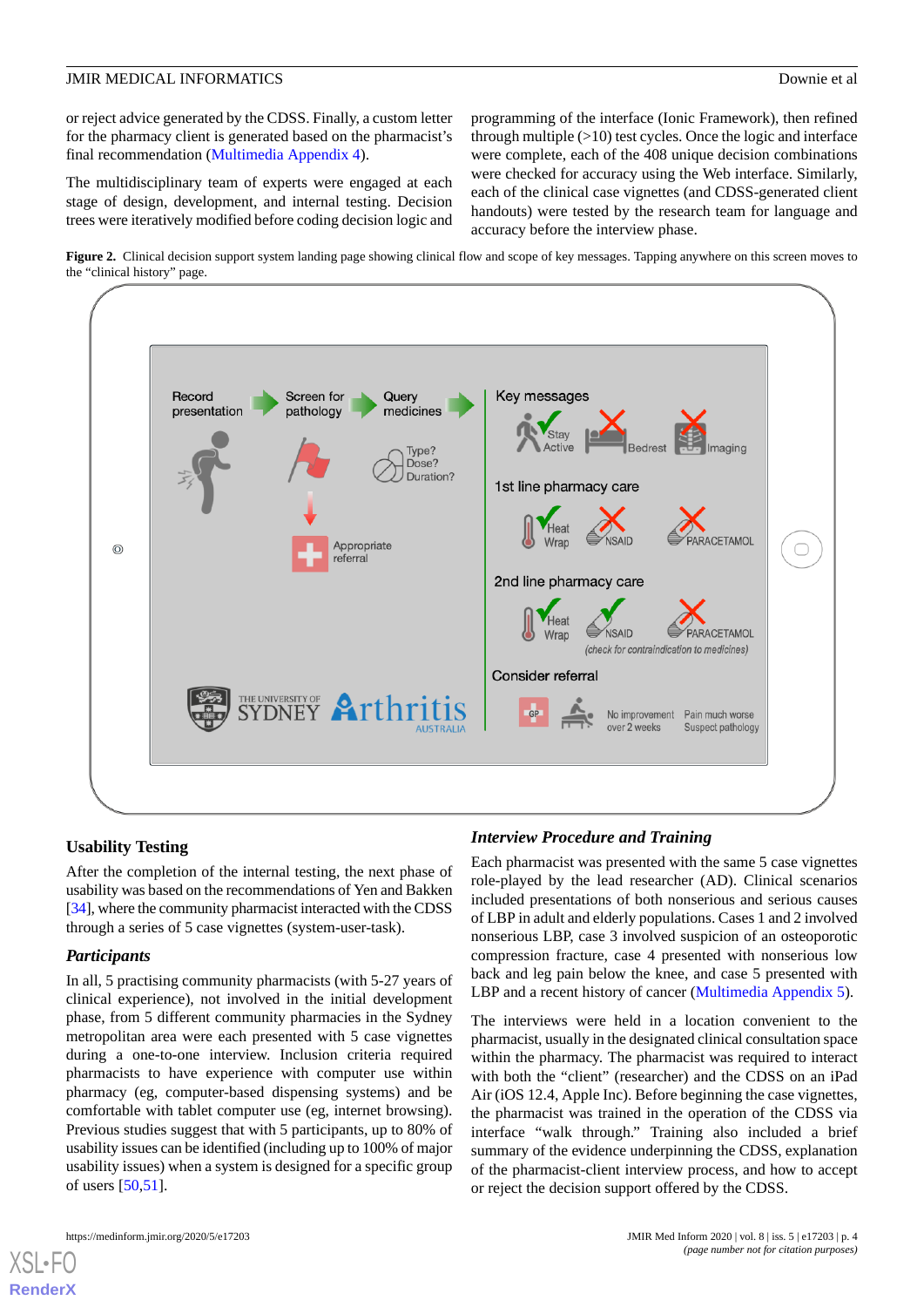or reject advice generated by the CDSS. Finally, a custom letter for the pharmacy client is generated based on the pharmacist's final recommendation (Multimedia Appendix 4).

The multidisciplinary team of experts were engaged at each stage of design, development, and internal testing. Decision trees were iteratively modified before coding decision logic and programming of the interface (Ionic Framework), then refined through multiple (>10) test cycles. Once the logic and interface were complete, each of the 408 unique decision combinations were checked for accuracy using the Web interface. Similarly, each of the clinical case vignettes (and CDSS-generated client handouts) were tested by the research team for language and accuracy before the interview phase.

**Figure 2.** Clinical decision support system landing page showing clinical flow and scope of key messages. Tapping anywhere on this screen moves to the "clinical history" page.

## Usability Testing

After the completion of the internal testing, the next phase of usability was based on the recommendations of Yen and Bakken [34], where the community pharmacist interacted with the CDSS through a series of 5 case vignettes (system-user-task).

### Participants

In all, 5 practising community pharmacists (with 5-27 years of clinical experience), not involved in the initial development phase, from 5 different community pharmacies in the Sydney metropolitan area were each presented with 5 case vignettes during a one-to-one interview. Inclusion criteria required pharmacists to have experience with computer use within pharmacy (eg, computer-based dispensing systems) and be comfortable with tablet computer use (eg, internet browsing). Previous studies suggest that with 5 participants, up to 80% of usability issues can be identified (including up to 100% of major usability issues) when a system is designed for a specific group of users [50,51].

### *Interview Procedure and Training*

Each pharmacist was presented with the same 5 case vignettes role-played by the lead researcher (AD). Clinical scenarios included presentations of both nonserious and serious causes of LBP in adult and elderly populations. Cases 1 and 2 involved nonserious LBP, case 3 involved suspicion of an osteoporotic compression fracture, case 4 presented with nonserious low back and leg pain below the knee, and case 5 presented with LBP and a recent history of cancer (Multimedia Appendix 5).

The interviews were held in a location convenient to the pharmacist, usually in the designated clinical consultation space within the pharmacy. The pharmacist was required to interact with both the "client" (researcher) and the CDSS on an iPad Air (iOS 12.4, Apple Inc). Before beginning the case vignettes, the pharmacist was trained in the operation of the CDSS via interface "walk through." Training also included a brief summary of the evidence underpinning the CDSS, explanation of the pharmacist-client interview process, and how to accept or reject the decision support offered by the CDSS.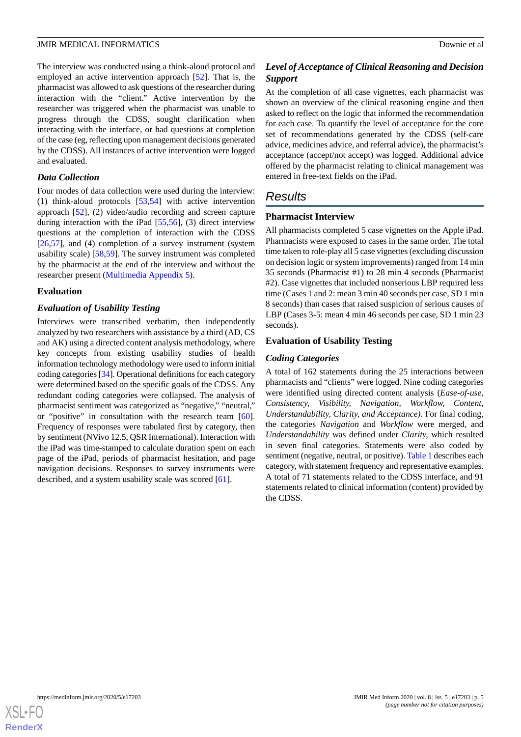The interview was conducted using a think-aloud protocol and employed an active intervention approach [52]. That is, the pharmacist was allowed to ask questions of the researcher during interaction with the "client." Active intervention by the researcher was triggered when the pharmacist was unable to progress through the CDSS, sought clarification when interacting with the interface, or had questions at completion of the case (eg, reflecting upon management decisions generated by the CDSS). All instances of active intervention were logged and evaluated.

### *Data Collection*

Four modes of data collection were used during the interview: (1) think-aloud protocols [53,54] with active intervention approach [52], (2) video/audio recording and screen capture during interaction with the iPad [55,56], (3) direct interview questions at the completion of interaction with the CDSS [26,57], and (4) completion of a survey instrument (system usability scale) [58,59]. The survey instrument was completed by the pharmacist at the end of the interview and without the researcher present (Multimedia Appendix 5).

### Evaluation

### *Evaluation of Usability Testing*

Interviews were transcribed verbatim, then independently analyzed by two researchers with assistance by a third (AD, CS and AK) using a directed content analysis methodology, where key concepts from existing usability studies of health information technology methodology were used to inform initial coding categories [34]. Operational definitions for each category were determined based on the specific goals of the CDSS. Any redundant coding categories were collapsed. The analysis of pharmacist sentiment was categorized as "negative," "neutral," or "positive" in consultation with the research team [60]. Frequency of responses were tabulated first by category, then by sentiment (NVivo 12.5, QSR International). Interaction with the iPad was time-stamped to calculate duration spent on each page of the iPad, periods of pharmacist hesitation, and page navigation decisions. Responses to survey instruments were described, and a system usability scale was scored [61].

### *Level of Acceptance of Clinical Reasoning and Decision Support*

At the completion of all case vignettes, each pharmacist was shown an overview of the clinical reasoning engine and then asked to reflect on the logic that informed the recommendation for each case. To quantify the level of acceptance for the core set of recommendations generated by the CDSS (self-care advice, medicines advice, and referral advice), the pharmacist's acceptance (accept/not accept) was logged. Additional advice offered by the pharmacist relating to clinical management was entered in free-text fields on the iPad.

## Results

### Pharmacist Interview

All pharmacists completed 5 case vignettes on the Apple iPad. Pharmacists were exposed to cases in the same order. The total time taken to role-play all 5 case vignettes (excluding discussion on decision logic or system improvements) ranged from 14 min 35 seconds (Pharmacist #1) to 28 min 4 seconds (Pharmacist #2). Case vignettes that included nonserious LBP required less time (Cases 1 and 2: mean 3 min 40 seconds per case, SD 1 min 8 seconds) than cases that raised suspicion of serious causes of LBP (Cases 3-5: mean 4 min 46 seconds per case, SD 1 min 23 seconds).

### Evaluation of Usability Testing

### *Coding Categories*

A total of 162 statements during the 25 interactions between pharmacists and "clients" were logged. Nine coding categories were identified using directed content analysis (*Ease-of-use, Consistency, Visibility, Navigation, Workflow, Content, Understandability, Clarity, and Acceptance)*. For final coding, the categories *Navigation* and *Workflow* were merged, and *Understandability* was defined under *Clarity,* which resulted in seven final categories. Statements were also coded by sentiment (negative, neutral, or positive). Table 1 describes each category, with statement frequency and representative examples. A total of 71 statements related to the CDSS interface, and 91 statements related to clinical information (content) provided by the CDSS.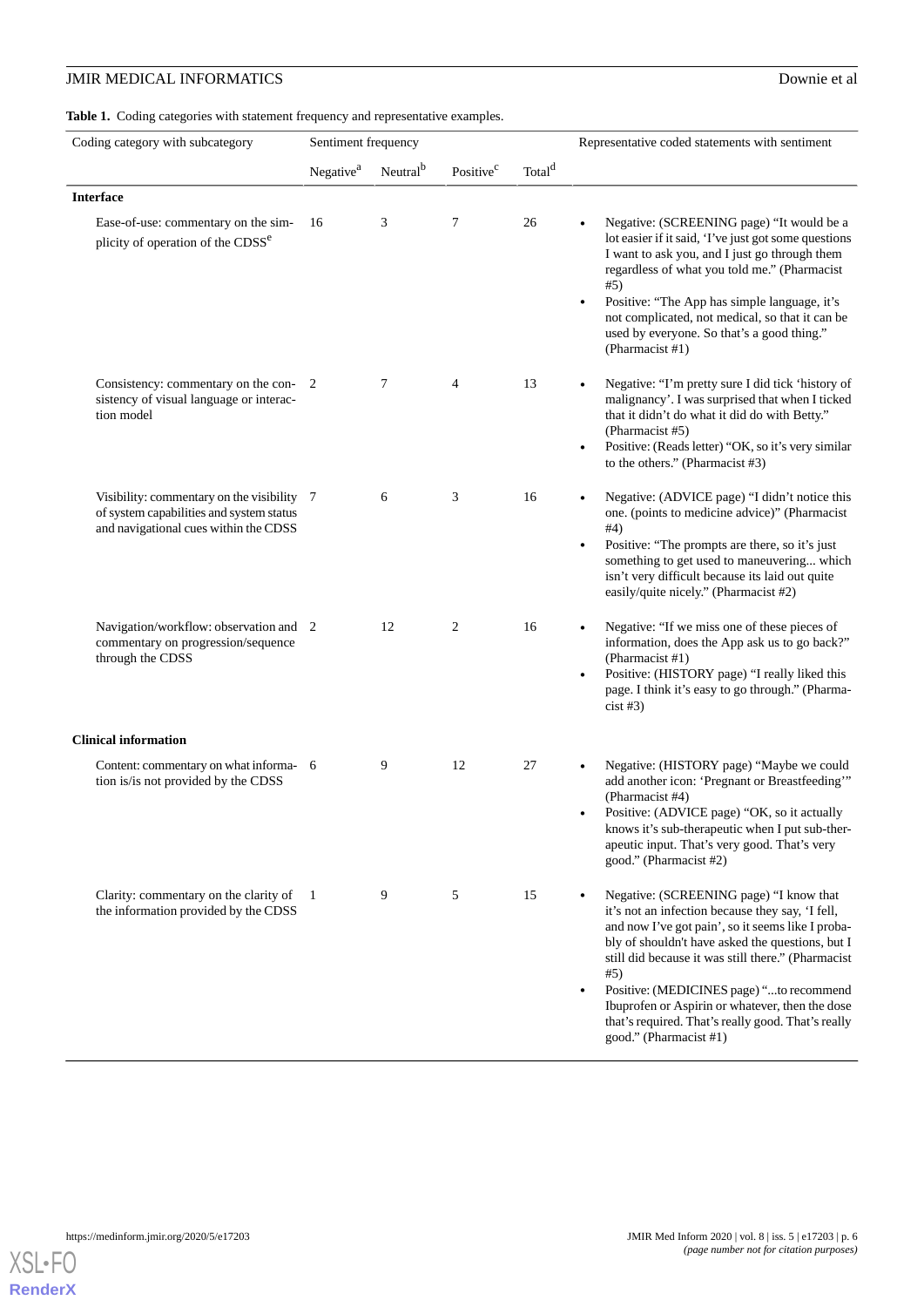**Table 1.** Coding categories with statement frequency and representative examples.

| Coding category with subcategory | Sentiment frequency | | | | Representative coded statements with sentiment |
|---|---|---|---|---|---|
| | Negative[a] | Neutral[b] | Positive[c] | Total[d] | |
| **Interface** | | | | | |
| Ease-of-use: commentary on the simplicity of operation of the CDSS[e] | 16 | 3 | 7 | 26 | • Negative: (SCREENING page) "It would be a lot easier if it said, 'I've just got some questions I want to ask you, and I just go through them regardless of what you told me." (Pharmacist #5) • Positive: "The App has simple language, it's not complicated, not medical, so that it can be used by everyone. So that's a good thing." (Pharmacist #1) |
| Consistency: commentary on the consistency of visual language or interaction model | 2 | 7 | 4 | 13 | • Negative: "I'm pretty sure I did tick 'history of malignancy'. I was surprised that when I ticked that it didn't do what it did do with Betty." (Pharmacist #5) • Positive: (Reads letter) "OK, so it's very similar to the others." (Pharmacist #3) |
| Visibility: commentary on the visibility of system capabilities and system status and navigational cues within the CDSS | 7 | 6 | 3 | 16 | • Negative: (ADVICE page) "I didn't notice this one. (points to medicine advice)" (Pharmacist #4) • Positive: "The prompts are there, so it's just something to get used to maneuvering... which isn't very difficult because its laid out quite easily/quite nicely." (Pharmacist #2) |
| Navigation/workflow: observation and commentary on progression/sequence through the CDSS | 2 | 12 | 2 | 16 | • Negative: "If we miss one of these pieces of information, does the App ask us to go back?" (Pharmacist #1) • Positive: (HISTORY page) "I really liked this page. I think it's easy to go through." (Pharmacist #3) |
| **Clinical information** | | | | | |
| Content: commentary on what information is/is not provided by the CDSS | 6 | 9 | 12 | 27 | • Negative: (HISTORY page) "Maybe we could add another icon: 'Pregnant or Breastfeeding'" (Pharmacist #4) • Positive: (ADVICE page) "OK, so it actually knows it's sub-therapeutic when I put sub-therapeutic input. That's very good. That's very good." (Pharmacist #2) |
| Clarity: commentary on the clarity of the information provided by the CDSS | 1 | 9 | 5 | 15 | • Negative: (SCREENING page) "I know that it's not an infection because they say, 'I fell, and now I've got pain', so it seems like I probably of shouldn't have asked the questions, but I still did because it was still there." (Pharmacist #5) • Positive: (MEDICINES page) "...to recommend Ibuprofen or Aspirin or whatever, then the dose that's required. That's really good. That's really good." (Pharmacist #1) |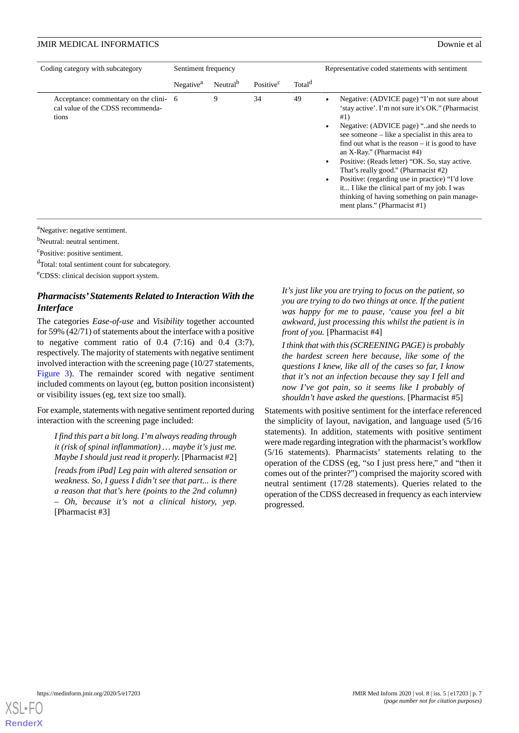| Coding category with subcategory | Sentiment frequency | | | | Representative coded statements with sentiment |
|---|---|---|---|---|---|
| | Negative[a] | Neutral[b] | Positive[c] | Total[d] | |
| Acceptance: commentary on the clinical value of the CDSS recommendations | 6 | 9 | 34 | 49 | • Negative: (ADVICE page) "I'm not sure about 'stay active'. I'm not sure it's OK." (Pharmacist #1) • Negative: (ADVICE page) "..and she needs to see someone – like a specialist in this area to find out what is the reason – it is good to have an X-Ray." (Pharmacist #4) • Positive: (Reads letter) "OK. So, stay active. That's really good." (Pharmacist #2) • Positive: (regarding use in practice) "I'd love it... I like the clinical part of my job. I was thinking of having something on pain management plans." (Pharmacist #1) |

[a]Negative: negative sentiment.

[b]Neutral: neutral sentiment.

[c]Positive: positive sentiment.

[d]Total: total sentiment count for subcategory.

[e]CDSS: clinical decision support system.

### Pharmacists' Statements Related to Interaction With the Interface

The categories *Ease-of-use* and *Visibility* together accounted for 59% (42/71) of statements about the interface with a positive to negative comment ratio of 0.4 (7:16) and 0.4 (3:7), respectively. The majority of statements with negative sentiment involved interaction with the screening page (10/27 statements, Figure 3). The remainder scored with negative sentiment included comments on layout (eg, button position inconsistent) or visibility issues (eg, text size too small).

For example, statements with negative sentiment reported during interaction with the screening page included:

> *I find this part a bit long. I'm always reading through it (risk of spinal inflammation) … maybe it's just me. Maybe I should just read it properly.* [Pharmacist #2]
>
> *[reads from iPad] Leg pain with altered sensation or weakness. So, I guess I didn't see that part... is there a reason that that's here (points to the 2nd column) – Oh, because it's not a clinical history, yep.* [Pharmacist #3]
>
> *It's just like you are trying to focus on the patient, so you are trying to do two things at once. If the patient was happy for me to pause, 'cause you feel a bit awkward, just processing this whilst the patient is in front of you.* [Pharmacist #4]
>
> *I think that with this (SCREENING PAGE) is probably the hardest screen here because, like some of the questions I knew, like all of the cases so far, I know that it's not an infection because they say I fell and now I've got pain, so it seems like I probably of shouldn't have asked the questions.* [Pharmacist #5]

Statements with positive sentiment for the interface referenced the simplicity of layout, navigation, and language used (5/16 statements). In addition, statements with positive sentiment were made regarding integration with the pharmacist's workflow (5/16 statements). Pharmacists' statements relating to the operation of the CDSS (eg, "so I just press here," and "then it comes out of the printer?") comprised the majority scored with neutral sentiment (17/28 statements). Queries related to the operation of the CDSS decreased in frequency as each interview progressed.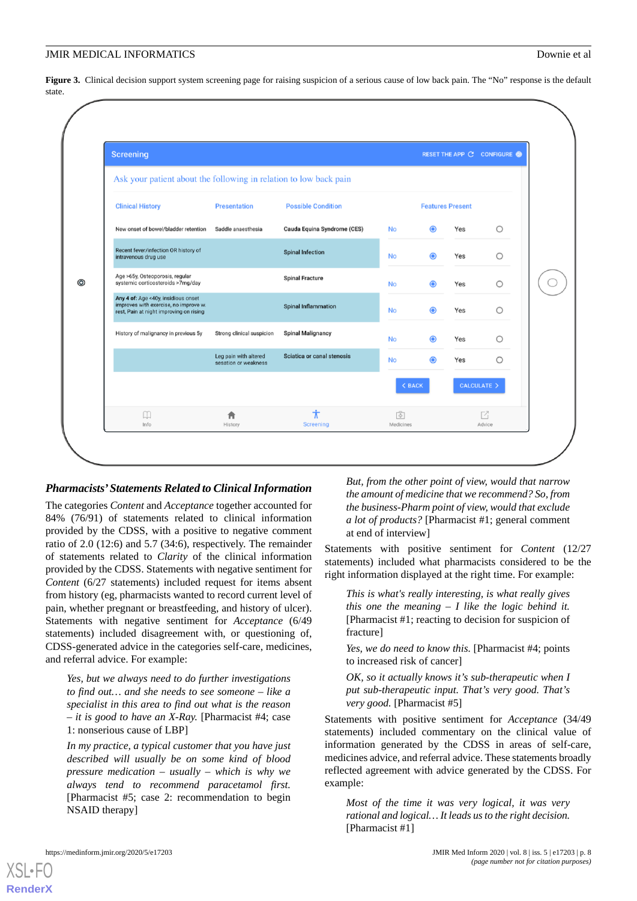**Figure 3.** Clinical decision support system screening page for raising suspicion of a serious cause of low back pain. The "No" response is the default state.

### *Pharmacists' Statements Related to Clinical Information*

The categories *Content* and *Acceptance* together accounted for 84% (76/91) of statements related to clinical information provided by the CDSS, with a positive to negative comment ratio of 2.0 (12:6) and 5.7 (34:6), respectively. The remainder of statements related to *Clarity* of the clinical information provided by the CDSS. Statements with negative sentiment for *Content* (6/27 statements) included request for items absent from history (eg, pharmacists wanted to record current level of pain, whether pregnant or breastfeeding, and history of ulcer). Statements with negative sentiment for *Acceptance* (6/49 statements) included disagreement with, or questioning of, CDSS-generated advice in the categories self-care, medicines, and referral advice. For example:

> *Yes, but we always need to do further investigations to find out… and she needs to see someone – like a specialist in this area to find out what is the reason – it is good to have an X-Ray.* [Pharmacist #4; case 1: nonserious cause of LBP]

> *In my practice, a typical customer that you have just described will usually be on some kind of blood pressure medication – usually – which is why we always tend to recommend paracetamol first.* [Pharmacist #5; case 2: recommendation to begin NSAID therapy]

> *But, from the other point of view, would that narrow the amount of medicine that we recommend? So, from the business-Pharm point of view, would that exclude a lot of products?* [Pharmacist #1; general comment at end of interview]

Statements with positive sentiment for *Content* (12/27 statements) included what pharmacists considered to be the right information displayed at the right time. For example:

> *This is what's really interesting, is what really gives this one the meaning – I like the logic behind it.* [Pharmacist #1; reacting to decision for suspicion of fracture]

> *Yes, we do need to know this.* [Pharmacist #4; points to increased risk of cancer]

> *OK, so it actually knows it's sub-therapeutic when I put sub-therapeutic input. That's very good. That's very good.* [Pharmacist #5]

Statements with positive sentiment for *Acceptance* (34/49 statements) included commentary on the clinical value of information generated by the CDSS in areas of self-care, medicines advice, and referral advice. These statements broadly reflected agreement with advice generated by the CDSS. For example:

> *Most of the time it was very logical, it was very rational and logical… It leads us to the right decision.* [Pharmacist #1]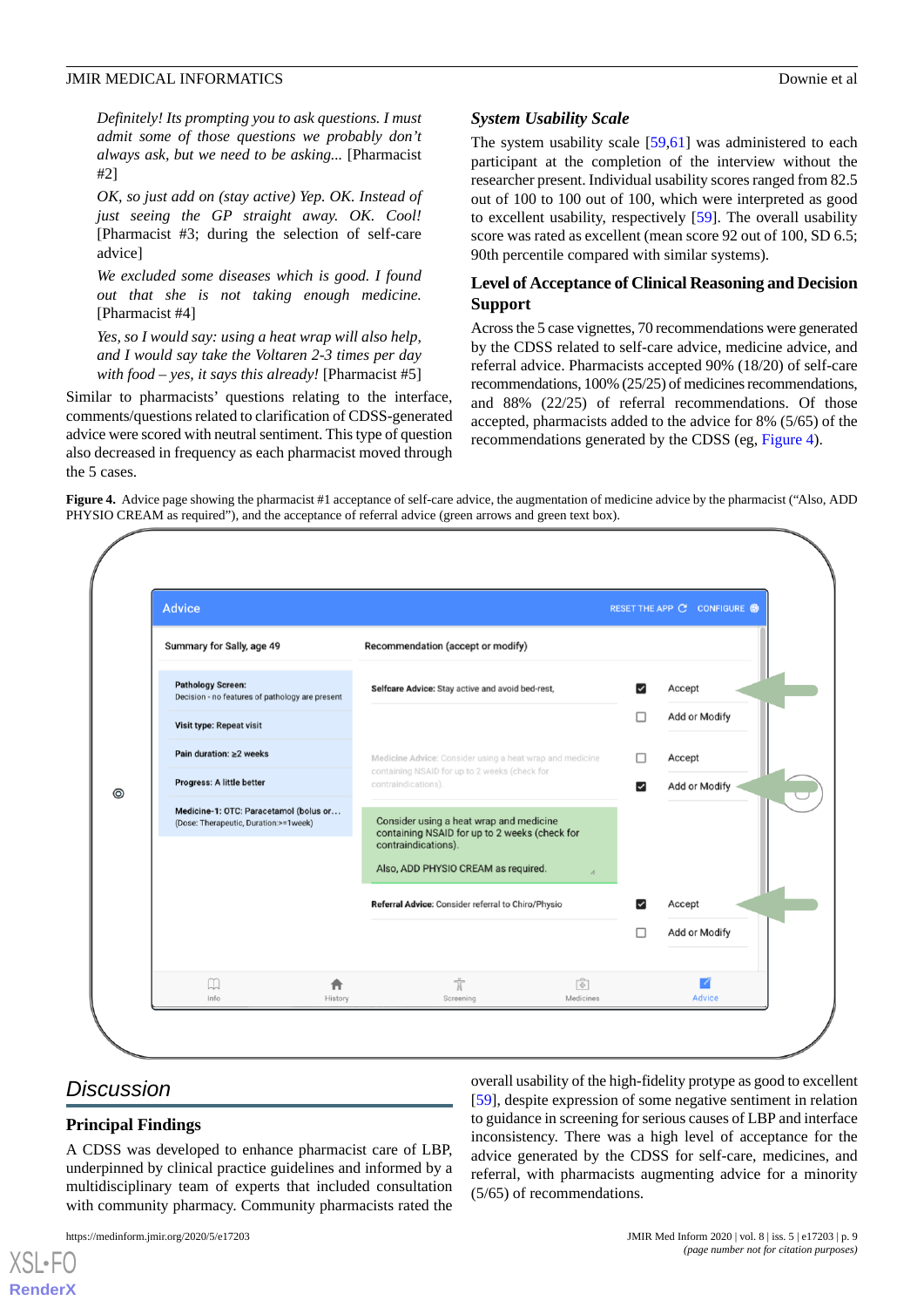*Definitely! Its prompting you to ask questions. I must admit some of those questions we probably don't always ask, but we need to be asking...* [Pharmacist #2]

*OK, so just add on (stay active) Yep. OK. Instead of just seeing the GP straight away. OK. Cool!* [Pharmacist #3; during the selection of self-care advice]

*We excluded some diseases which is good. I found out that she is not taking enough medicine.* [Pharmacist #4]

*Yes, so I would say: using a heat wrap will also help, and I would say take the Voltaren 2-3 times per day with food – yes, it says this already!* [Pharmacist #5]

Similar to pharmacists' questions relating to the interface, comments/questions related to clarification of CDSS-generated advice were scored with neutral sentiment. This type of question also decreased in frequency as each pharmacist moved through the 5 cases.

### System Usability Scale

The system usability scale [59,61] was administered to each participant at the completion of the interview without the researcher present. Individual usability scores ranged from 82.5 out of 100 to 100 out of 100, which were interpreted as good to excellent usability, respectively [59]. The overall usability score was rated as excellent (mean score 92 out of 100, SD 6.5; 90th percentile compared with similar systems).

### Level of Acceptance of Clinical Reasoning and Decision Support

Across the 5 case vignettes, 70 recommendations were generated by the CDSS related to self-care advice, medicine advice, and referral advice. Pharmacists accepted 90% (18/20) of self-care recommendations, 100% (25/25) of medicines recommendations, and 88% (22/25) of referral recommendations. Of those accepted, pharmacists added to the advice for 8% (5/65) of the recommendations generated by the CDSS (eg, Figure 4).

**Figure 4.** Advice page showing the pharmacist #1 acceptance of self-care advice, the augmentation of medicine advice by the pharmacist ("Also, ADD PHYSIO CREAM as required"), and the acceptance of referral advice (green arrows and green text box).

## Discussion

### Principal Findings

A CDSS was developed to enhance pharmacist care of LBP, underpinned by clinical practice guidelines and informed by a multidisciplinary team of experts that included consultation with community pharmacy. Community pharmacists rated the overall usability of the high-fidelity protype as good to excellent [59], despite expression of some negative sentiment in relation to guidance in screening for serious causes of LBP and interface inconsistency. There was a high level of acceptance for the advice generated by the CDSS for self-care, medicines, and referral, with pharmacists augmenting advice for a minority (5/65) of recommendations.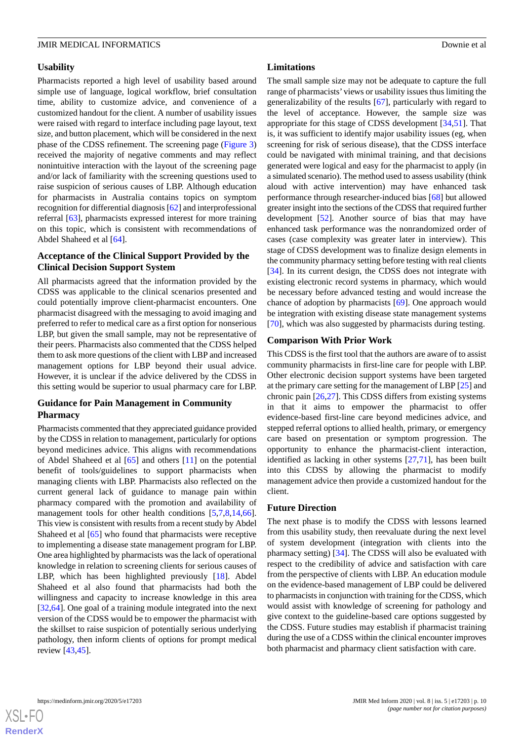### Usability

Pharmacists reported a high level of usability based around simple use of language, logical workflow, brief consultation time, ability to customize advice, and convenience of a customized handout for the client. A number of usability issues were raised with regard to interface including page layout, text size, and button placement, which will be considered in the next phase of the CDSS refinement. The screening page (Figure 3) received the majority of negative comments and may reflect nonintuitive interaction with the layout of the screening page and/or lack of familiarity with the screening questions used to raise suspicion of serious causes of LBP. Although education for pharmacists in Australia contains topics on symptom recognition for differential diagnosis [62] and interprofessional referral [63], pharmacists expressed interest for more training on this topic, which is consistent with recommendations of Abdel Shaheed et al [64].

### Acceptance of the Clinical Support Provided by the Clinical Decision Support System

All pharmacists agreed that the information provided by the CDSS was applicable to the clinical scenarios presented and could potentially improve client-pharmacist encounters. One pharmacist disagreed with the messaging to avoid imaging and preferred to refer to medical care as a first option for nonserious LBP, but given the small sample, may not be representative of their peers. Pharmacists also commented that the CDSS helped them to ask more questions of the client with LBP and increased management options for LBP beyond their usual advice. However, it is unclear if the advice delivered by the CDSS in this setting would be superior to usual pharmacy care for LBP.

### Guidance for Pain Management in Community Pharmacy

Pharmacists commented that they appreciated guidance provided by the CDSS in relation to management, particularly for options beyond medicines advice. This aligns with recommendations of Abdel Shaheed et al [65] and others [11] on the potential benefit of tools/guidelines to support pharmacists when managing clients with LBP. Pharmacists also reflected on the current general lack of guidance to manage pain within pharmacy compared with the promotion and availability of management tools for other health conditions [5,7,8,14,66]. This view is consistent with results from a recent study by Abdel Shaheed et al [65] who found that pharmacists were receptive to implementing a disease state management program for LBP. One area highlighted by pharmacists was the lack of operational knowledge in relation to screening clients for serious causes of LBP, which has been highlighted previously [18]. Abdel Shaheed et al also found that pharmacists had both the willingness and capacity to increase knowledge in this area [32,64]. One goal of a training module integrated into the next version of the CDSS would be to empower the pharmacist with the skillset to raise suspicion of potentially serious underlying pathology, then inform clients of options for prompt medical review [43,45].

### Limitations

The small sample size may not be adequate to capture the full range of pharmacists' views or usability issues thus limiting the generalizability of the results [67], particularly with regard to the level of acceptance. However, the sample size was appropriate for this stage of CDSS development [34,51]. That is, it was sufficient to identify major usability issues (eg, when screening for risk of serious disease), that the CDSS interface could be navigated with minimal training, and that decisions generated were logical and easy for the pharmacist to apply (in a simulated scenario). The method used to assess usability (think aloud with active intervention) may have enhanced task performance through researcher-induced bias [68] but allowed greater insight into the sections of the CDSS that required further development [52]. Another source of bias that may have enhanced task performance was the nonrandomized order of cases (case complexity was greater later in interview). This stage of CDSS development was to finalize design elements in the community pharmacy setting before testing with real clients [34]. In its current design, the CDSS does not integrate with existing electronic record systems in pharmacy, which would be necessary before advanced testing and would increase the chance of adoption by pharmacists [69]. One approach would be integration with existing disease state management systems [70], which was also suggested by pharmacists during testing.

### Comparison With Prior Work

This CDSS is the first tool that the authors are aware of to assist community pharmacists in first-line care for people with LBP. Other electronic decision support systems have been targeted at the primary care setting for the management of LBP [25] and chronic pain [26,27]. This CDSS differs from existing systems in that it aims to empower the pharmacist to offer evidence-based first-line care beyond medicines advice, and stepped referral options to allied health, primary, or emergency care based on presentation or symptom progression. The opportunity to enhance the pharmacist-client interaction, identified as lacking in other systems [27,71], has been built into this CDSS by allowing the pharmacist to modify management advice then provide a customized handout for the client.

### Future Direction

The next phase is to modify the CDSS with lessons learned from this usability study, then reevaluate during the next level of system development (integration with clients into the pharmacy setting) [34]. The CDSS will also be evaluated with respect to the credibility of advice and satisfaction with care from the perspective of clients with LBP. An education module on the evidence-based management of LBP could be delivered to pharmacists in conjunction with training for the CDSS, which would assist with knowledge of screening for pathology and give context to the guideline-based care options suggested by the CDSS. Future studies may establish if pharmacist training during the use of a CDSS within the clinical encounter improves both pharmacist and pharmacy client satisfaction with care.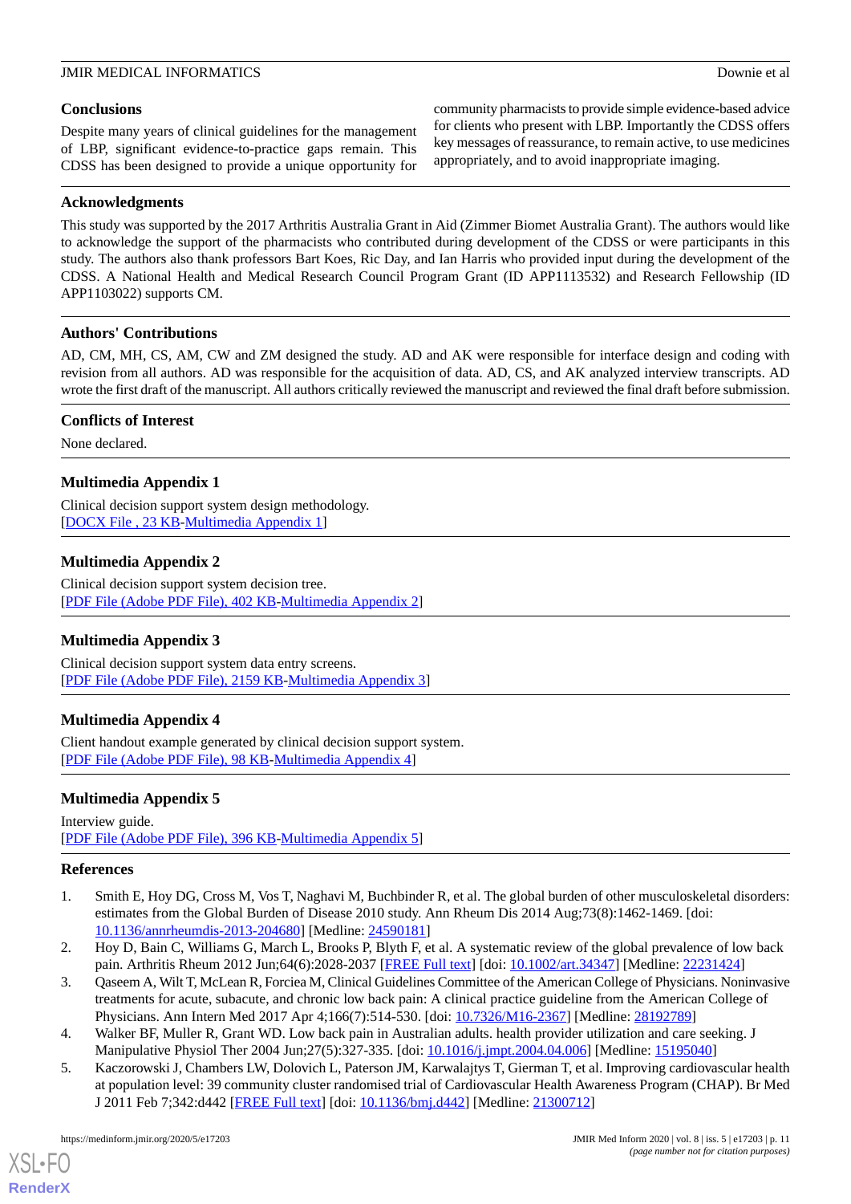## Conclusions

Despite many years of clinical guidelines for the management of LBP, significant evidence-to-practice gaps remain. This CDSS has been designed to provide a unique opportunity for community pharmacists to provide simple evidence-based advice for clients who present with LBP. Importantly the CDSS offers key messages of reassurance, to remain active, to use medicines appropriately, and to avoid inappropriate imaging.

## Acknowledgments

This study was supported by the 2017 Arthritis Australia Grant in Aid (Zimmer Biomet Australia Grant). The authors would like to acknowledge the support of the pharmacists who contributed during development of the CDSS or were participants in this study. The authors also thank professors Bart Koes, Ric Day, and Ian Harris who provided input during the development of the CDSS. A National Health and Medical Research Council Program Grant (ID APP1113532) and Research Fellowship (ID APP1103022) supports CM.

## Authors' Contributions

AD, CM, MH, CS, AM, CW and ZM designed the study. AD and AK were responsible for interface design and coding with revision from all authors. AD was responsible for the acquisition of data. AD, CS, and AK analyzed interview transcripts. AD wrote the first draft of the manuscript. All authors critically reviewed the manuscript and reviewed the final draft before submission.

## Conflicts of Interest

None declared.

## Multimedia Appendix 1

Clinical decision support system design methodology.
[DOCX File , 23 KB-Multimedia Appendix 1]

## Multimedia Appendix 2

Clinical decision support system decision tree.
[PDF File (Adobe PDF File), 402 KB-Multimedia Appendix 2]

## Multimedia Appendix 3

Clinical decision support system data entry screens.
[PDF File (Adobe PDF File), 2159 KB-Multimedia Appendix 3]

## Multimedia Appendix 4

Client handout example generated by clinical decision support system.
[PDF File (Adobe PDF File), 98 KB-Multimedia Appendix 4]

## Multimedia Appendix 5

Interview guide.
[PDF File (Adobe PDF File), 396 KB-Multimedia Appendix 5]

## References

1. Smith E, Hoy DG, Cross M, Vos T, Naghavi M, Buchbinder R, et al. The global burden of other musculoskeletal disorders: estimates from the Global Burden of Disease 2010 study. Ann Rheum Dis 2014 Aug;73(8):1462-1469. [doi: 10.1136/annrheumdis-2013-204680] [Medline: 24590181]
2. Hoy D, Bain C, Williams G, March L, Brooks P, Blyth F, et al. A systematic review of the global prevalence of low back pain. Arthritis Rheum 2012 Jun;64(6):2028-2037 [FREE Full text] [doi: 10.1002/art.34347] [Medline: 22231424]
3. Qaseem A, Wilt T, McLean R, Forciea M, Clinical Guidelines Committee of the American College of Physicians. Noninvasive treatments for acute, subacute, and chronic low back pain: A clinical practice guideline from the American College of Physicians. Ann Intern Med 2017 Apr 4;166(7):514-530. [doi: 10.7326/M16-2367] [Medline: 28192789]
4. Walker BF, Muller R, Grant WD. Low back pain in Australian adults. health provider utilization and care seeking. J Manipulative Physiol Ther 2004 Jun;27(5):327-335. [doi: 10.1016/j.jmpt.2004.04.006] [Medline: 15195040]
5. Kaczorowski J, Chambers LW, Dolovich L, Paterson JM, Karwalajtys T, Gierman T, et al. Improving cardiovascular health at population level: 39 community cluster randomised trial of Cardiovascular Health Awareness Program (CHAP). Br Med J 2011 Feb 7;342:d442 [FREE Full text] [doi: 10.1136/bmj.d442] [Medline: 21300712]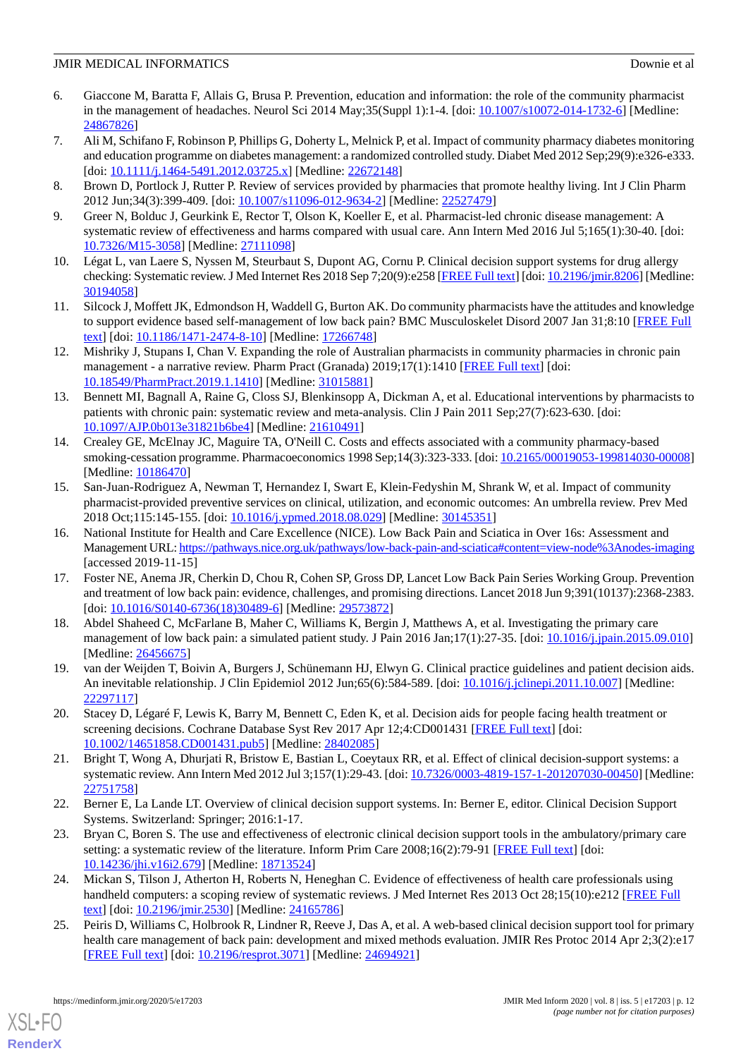6. Giaccone M, Baratta F, Allais G, Brusa P. Prevention, education and information: the role of the community pharmacist in the management of headaches. Neurol Sci 2014 May;35(Suppl 1):1-4. [doi: 10.1007/s10072-014-1732-6] [Medline: 24867826]
7. Ali M, Schifano F, Robinson P, Phillips G, Doherty L, Melnick P, et al. Impact of community pharmacy diabetes monitoring and education programme on diabetes management: a randomized controlled study. Diabet Med 2012 Sep;29(9):e326-e333. [doi: 10.1111/j.1464-5491.2012.03725.x] [Medline: 22672148]
8. Brown D, Portlock J, Rutter P. Review of services provided by pharmacies that promote healthy living. Int J Clin Pharm 2012 Jun;34(3):399-409. [doi: 10.1007/s11096-012-9634-2] [Medline: 22527479]
9. Greer N, Bolduc J, Geurkink E, Rector T, Olson K, Koeller E, et al. Pharmacist-led chronic disease management: A systematic review of effectiveness and harms compared with usual care. Ann Intern Med 2016 Jul 5;165(1):30-40. [doi: 10.7326/M15-3058] [Medline: 27111098]
10. Légat L, van Laere S, Nyssen M, Steurbaut S, Dupont AG, Cornu P. Clinical decision support systems for drug allergy checking: Systematic review. J Med Internet Res 2018 Sep 7;20(9):e258 [FREE Full text] [doi: 10.2196/jmir.8206] [Medline: 30194058]
11. Silcock J, Moffett JK, Edmondson H, Waddell G, Burton AK. Do community pharmacists have the attitudes and knowledge to support evidence based self-management of low back pain? BMC Musculoskelet Disord 2007 Jan 31;8:10 [FREE Full text] [doi: 10.1186/1471-2474-8-10] [Medline: 17266748]
12. Mishriky J, Stupans I, Chan V. Expanding the role of Australian pharmacists in community pharmacies in chronic pain management - a narrative review. Pharm Pract (Granada) 2019;17(1):1410 [FREE Full text] [doi: 10.18549/PharmPract.2019.1.1410] [Medline: 31015881]
13. Bennett MI, Bagnall A, Raine G, Closs SJ, Blenkinsopp A, Dickman A, et al. Educational interventions by pharmacists to patients with chronic pain: systematic review and meta-analysis. Clin J Pain 2011 Sep;27(7):623-630. [doi: 10.1097/AJP.0b013e31821b6be4] [Medline: 21610491]
14. Crealey GE, McElnay JC, Maguire TA, O'Neill C. Costs and effects associated with a community pharmacy-based smoking-cessation programme. Pharmacoeconomics 1998 Sep;14(3):323-333. [doi: 10.2165/00019053-199814030-00008] [Medline: 10186470]
15. San-Juan-Rodriguez A, Newman T, Hernandez I, Swart E, Klein-Fedyshin M, Shrank W, et al. Impact of community pharmacist-provided preventive services on clinical, utilization, and economic outcomes: An umbrella review. Prev Med 2018 Oct;115:145-155. [doi: 10.1016/j.ypmed.2018.08.029] [Medline: 30145351]
16. National Institute for Health and Care Excellence (NICE). Low Back Pain and Sciatica in Over 16s: Assessment and Management URL: https://pathways.nice.org.uk/pathways/low-back-pain-and-sciatica#content=view-node%3Anodes-imaging [accessed 2019-11-15]
17. Foster NE, Anema JR, Cherkin D, Chou R, Cohen SP, Gross DP, Lancet Low Back Pain Series Working Group. Prevention and treatment of low back pain: evidence, challenges, and promising directions. Lancet 2018 Jun 9;391(10137):2368-2383. [doi: 10.1016/S0140-6736(18)30489-6] [Medline: 29573872]
18. Abdel Shaheed C, McFarlane B, Maher C, Williams K, Bergin J, Matthews A, et al. Investigating the primary care management of low back pain: a simulated patient study. J Pain 2016 Jan;17(1):27-35. [doi: 10.1016/j.jpain.2015.09.010] [Medline: 26456675]
19. van der Weijden T, Boivin A, Burgers J, Schünemann HJ, Elwyn G. Clinical practice guidelines and patient decision aids. An inevitable relationship. J Clin Epidemiol 2012 Jun;65(6):584-589. [doi: 10.1016/j.jclinepi.2011.10.007] [Medline: 22297117]
20. Stacey D, Légaré F, Lewis K, Barry M, Bennett C, Eden K, et al. Decision aids for people facing health treatment or screening decisions. Cochrane Database Syst Rev 2017 Apr 12;4:CD001431 [FREE Full text] [doi: 10.1002/14651858.CD001431.pub5] [Medline: 28402085]
21. Bright T, Wong A, Dhurjati R, Bristow E, Bastian L, Coeytaux RR, et al. Effect of clinical decision-support systems: a systematic review. Ann Intern Med 2012 Jul 3;157(1):29-43. [doi: 10.7326/0003-4819-157-1-201207030-00450] [Medline: 22751758]
22. Berner E, La Lande LT. Overview of clinical decision support systems. In: Berner E, editor. Clinical Decision Support Systems. Switzerland: Springer; 2016:1-17.
23. Bryan C, Boren S. The use and effectiveness of electronic clinical decision support tools in the ambulatory/primary care setting: a systematic review of the literature. Inform Prim Care 2008;16(2):79-91 [FREE Full text] [doi: 10.14236/jhi.v16i2.679] [Medline: 18713524]
24. Mickan S, Tilson J, Atherton H, Roberts N, Heneghan C. Evidence of effectiveness of health care professionals using handheld computers: a scoping review of systematic reviews. J Med Internet Res 2013 Oct 28;15(10):e212 [FREE Full text] [doi: 10.2196/jmir.2530] [Medline: 24165786]
25. Peiris D, Williams C, Holbrook R, Lindner R, Reeve J, Das A, et al. A web-based clinical decision support tool for primary health care management of back pain: development and mixed methods evaluation. JMIR Res Protoc 2014 Apr 2;3(2):e17 [FREE Full text] [doi: 10.2196/resprot.3071] [Medline: 24694921]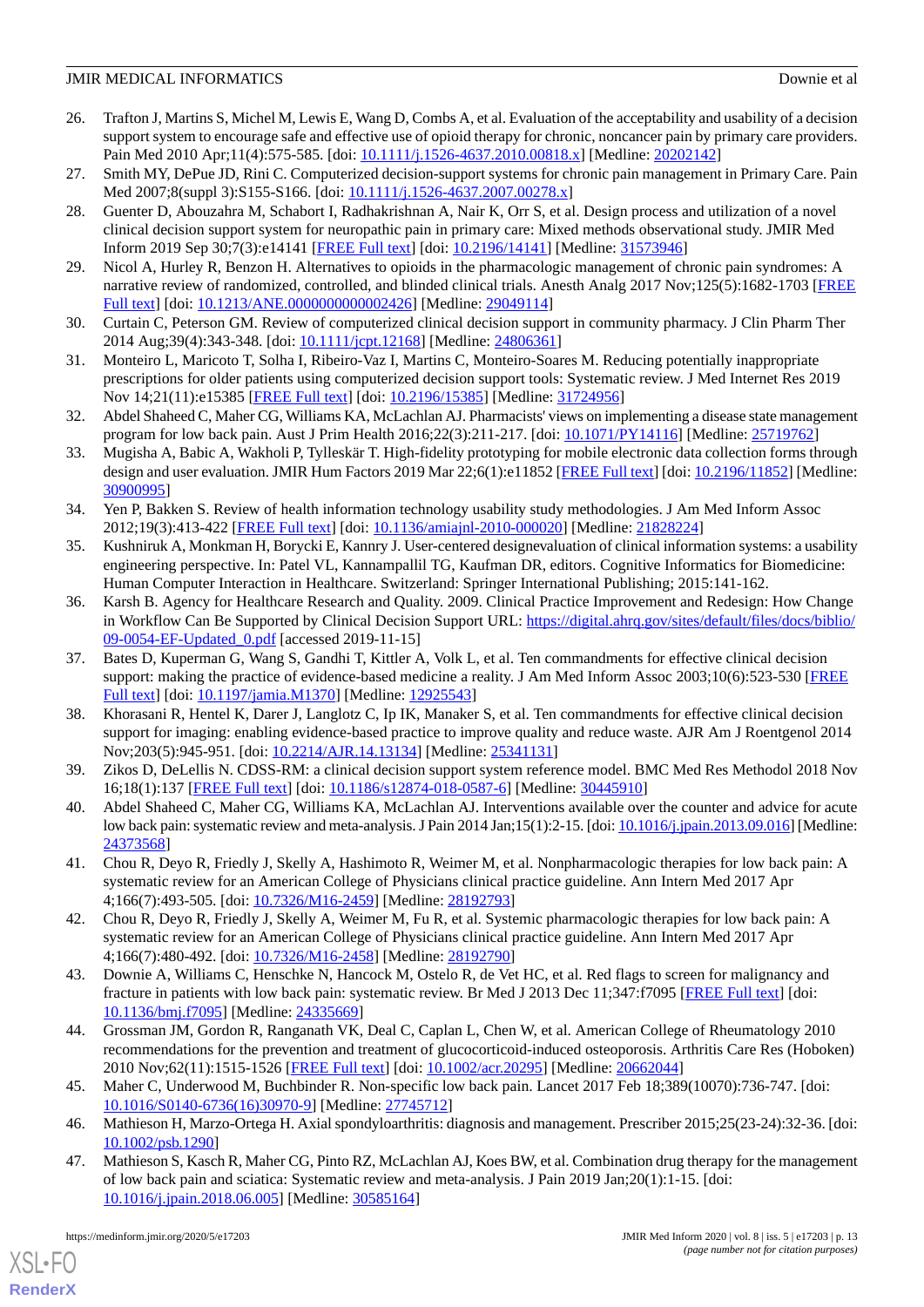26. Trafton J, Martins S, Michel M, Lewis E, Wang D, Combs A, et al. Evaluation of the acceptability and usability of a decision support system to encourage safe and effective use of opioid therapy for chronic, noncancer pain by primary care providers. Pain Med 2010 Apr;11(4):575-585. [doi: 10.1111/j.1526-4637.2010.00818.x] [Medline: 20202142]
27. Smith MY, DePue JD, Rini C. Computerized decision-support systems for chronic pain management in Primary Care. Pain Med 2007;8(suppl 3):S155-S166. [doi: 10.1111/j.1526-4637.2007.00278.x]
28. Guenter D, Abouzahra M, Schabort I, Radhakrishnan A, Nair K, Orr S, et al. Design process and utilization of a novel clinical decision support system for neuropathic pain in primary care: Mixed methods observational study. JMIR Med Inform 2019 Sep 30;7(3):e14141 [FREE Full text] [doi: 10.2196/14141] [Medline: 31573946]
29. Nicol A, Hurley R, Benzon H. Alternatives to opioids in the pharmacologic management of chronic pain syndromes: A narrative review of randomized, controlled, and blinded clinical trials. Anesth Analg 2017 Nov;125(5):1682-1703 [FREE Full text] [doi: 10.1213/ANE.0000000000002426] [Medline: 29049114]
30. Curtain C, Peterson GM. Review of computerized clinical decision support in community pharmacy. J Clin Pharm Ther 2014 Aug;39(4):343-348. [doi: 10.1111/jcpt.12168] [Medline: 24806361]
31. Monteiro L, Maricoto T, Solha I, Ribeiro-Vaz I, Martins C, Monteiro-Soares M. Reducing potentially inappropriate prescriptions for older patients using computerized decision support tools: Systematic review. J Med Internet Res 2019 Nov 14;21(11):e15385 [FREE Full text] [doi: 10.2196/15385] [Medline: 31724956]
32. Abdel Shaheed C, Maher CG, Williams KA, McLachlan AJ. Pharmacists' views on implementing a disease state management program for low back pain. Aust J Prim Health 2016;22(3):211-217. [doi: 10.1071/PY14116] [Medline: 25719762]
33. Mugisha A, Babic A, Wakholi P, Tylleskär T. High-fidelity prototyping for mobile electronic data collection forms through design and user evaluation. JMIR Hum Factors 2019 Mar 22;6(1):e11852 [FREE Full text] [doi: 10.2196/11852] [Medline: 30900995]
34. Yen P, Bakken S. Review of health information technology usability study methodologies. J Am Med Inform Assoc 2012;19(3):413-422 [FREE Full text] [doi: 10.1136/amiajnl-2010-000020] [Medline: 21828224]
35. Kushniruk A, Monkman H, Borycki E, Kannry J. User-centered designevaluation of clinical information systems: a usability engineering perspective. In: Patel VL, Kannampallil TG, Kaufman DR, editors. Cognitive Informatics for Biomedicine: Human Computer Interaction in Healthcare. Switzerland: Springer International Publishing; 2015:141-162.
36. Karsh B. Agency for Healthcare Research and Quality. 2009. Clinical Practice Improvement and Redesign: How Change in Workflow Can Be Supported by Clinical Decision Support URL: https://digital.ahrq.gov/sites/default/files/docs/biblio/09-0054-EF-Updated_0.pdf [accessed 2019-11-15]
37. Bates D, Kuperman G, Wang S, Gandhi T, Kittler A, Volk L, et al. Ten commandments for effective clinical decision support: making the practice of evidence-based medicine a reality. J Am Med Inform Assoc 2003;10(6):523-530 [FREE Full text] [doi: 10.1197/jamia.M1370] [Medline: 12925543]
38. Khorasani R, Hentel K, Darer J, Langlotz C, Ip IK, Manaker S, et al. Ten commandments for effective clinical decision support for imaging: enabling evidence-based practice to improve quality and reduce waste. AJR Am J Roentgenol 2014 Nov;203(5):945-951. [doi: 10.2214/AJR.14.13134] [Medline: 25341131]
39. Zikos D, DeLellis N. CDSS-RM: a clinical decision support system reference model. BMC Med Res Methodol 2018 Nov 16;18(1):137 [FREE Full text] [doi: 10.1186/s12874-018-0587-6] [Medline: 30445910]
40. Abdel Shaheed C, Maher CG, Williams KA, McLachlan AJ. Interventions available over the counter and advice for acute low back pain: systematic review and meta-analysis. J Pain 2014 Jan;15(1):2-15. [doi: 10.1016/j.jpain.2013.09.016] [Medline: 24373568]
41. Chou R, Deyo R, Friedly J, Skelly A, Hashimoto R, Weimer M, et al. Nonpharmacologic therapies for low back pain: A systematic review for an American College of Physicians clinical practice guideline. Ann Intern Med 2017 Apr 4;166(7):493-505. [doi: 10.7326/M16-2459] [Medline: 28192793]
42. Chou R, Deyo R, Friedly J, Skelly A, Weimer M, Fu R, et al. Systemic pharmacologic therapies for low back pain: A systematic review for an American College of Physicians clinical practice guideline. Ann Intern Med 2017 Apr 4;166(7):480-492. [doi: 10.7326/M16-2458] [Medline: 28192790]
43. Downie A, Williams C, Henschke N, Hancock M, Ostelo R, de Vet HC, et al. Red flags to screen for malignancy and fracture in patients with low back pain: systematic review. Br Med J 2013 Dec 11;347:f7095 [FREE Full text] [doi: 10.1136/bmj.f7095] [Medline: 24335669]
44. Grossman JM, Gordon R, Ranganath VK, Deal C, Caplan L, Chen W, et al. American College of Rheumatology 2010 recommendations for the prevention and treatment of glucocorticoid-induced osteoporosis. Arthritis Care Res (Hoboken) 2010 Nov;62(11):1515-1526 [FREE Full text] [doi: 10.1002/acr.20295] [Medline: 20662044]
45. Maher C, Underwood M, Buchbinder R. Non-specific low back pain. Lancet 2017 Feb 18;389(10070):736-747. [doi: 10.1016/S0140-6736(16)30970-9] [Medline: 27745712]
46. Mathieson H, Marzo-Ortega H. Axial spondyloarthritis: diagnosis and management. Prescriber 2015;25(23-24):32-36. [doi: 10.1002/psb.1290]
47. Mathieson S, Kasch R, Maher CG, Pinto RZ, McLachlan AJ, Koes BW, et al. Combination drug therapy for the management of low back pain and sciatica: Systematic review and meta-analysis. J Pain 2019 Jan;20(1):1-15. [doi: 10.1016/j.jpain.2018.06.005] [Medline: 30585164]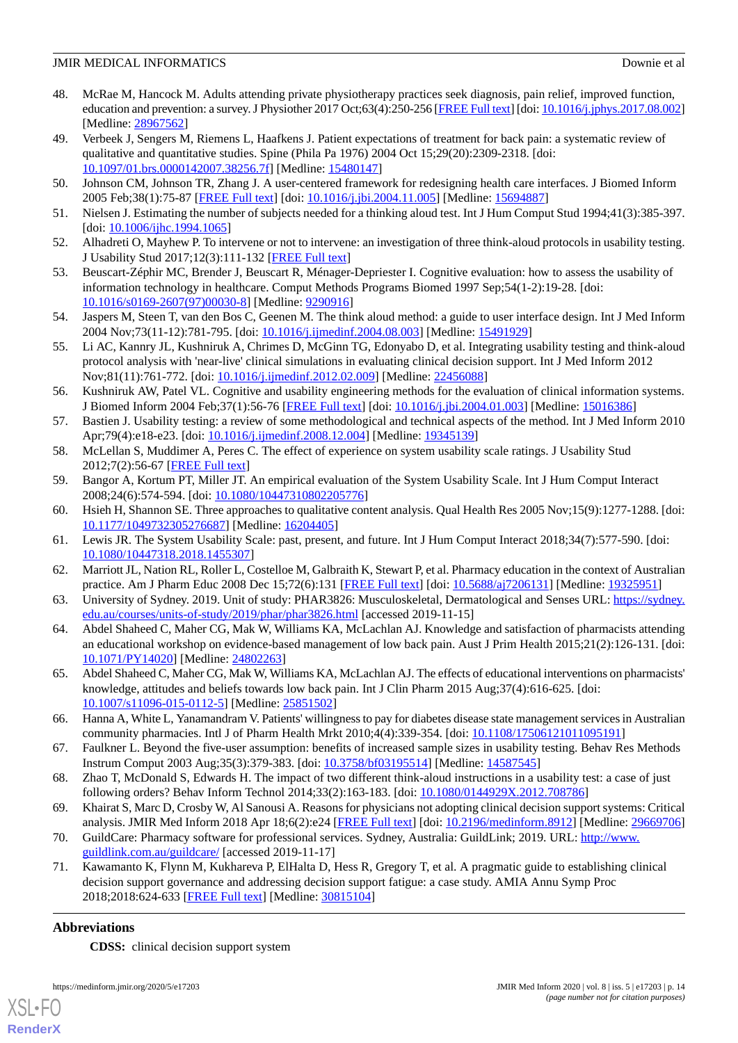48. McRae M, Hancock M. Adults attending private physiotherapy practices seek diagnosis, pain relief, improved function, education and prevention: a survey. J Physiother 2017 Oct;63(4):250-256 [FREE Full text] [doi: 10.1016/j.jphys.2017.08.002] [Medline: 28967562]
49. Verbeek J, Sengers M, Riemens L, Haafkens J. Patient expectations of treatment for back pain: a systematic review of qualitative and quantitative studies. Spine (Phila Pa 1976) 2004 Oct 15;29(20):2309-2318. [doi: 10.1097/01.brs.0000142007.38256.7f] [Medline: 15480147]
50. Johnson CM, Johnson TR, Zhang J. A user-centered framework for redesigning health care interfaces. J Biomed Inform 2005 Feb;38(1):75-87 [FREE Full text] [doi: 10.1016/j.jbi.2004.11.005] [Medline: 15694887]
51. Nielsen J. Estimating the number of subjects needed for a thinking aloud test. Int J Hum Comput Stud 1994;41(3):385-397. [doi: 10.1006/ijhc.1994.1065]
52. Alhadreti O, Mayhew P. To intervene or not to intervene: an investigation of three think-aloud protocols in usability testing. J Usability Stud 2017;12(3):111-132 [FREE Full text]
53. Beuscart-Zéphir MC, Brender J, Beuscart R, Ménager-Depriester I. Cognitive evaluation: how to assess the usability of information technology in healthcare. Comput Methods Programs Biomed 1997 Sep;54(1-2):19-28. [doi: 10.1016/s0169-2607(97)00030-8] [Medline: 9290916]
54. Jaspers M, Steen T, van den Bos C, Geenen M. The think aloud method: a guide to user interface design. Int J Med Inform 2004 Nov;73(11-12):781-795. [doi: 10.1016/j.ijmedinf.2004.08.003] [Medline: 15491929]
55. Li AC, Kannry JL, Kushniruk A, Chrimes D, McGinn TG, Edonyabo D, et al. Integrating usability testing and think-aloud protocol analysis with 'near-live' clinical simulations in evaluating clinical decision support. Int J Med Inform 2012 Nov;81(11):761-772. [doi: 10.1016/j.ijmedinf.2012.02.009] [Medline: 22456088]
56. Kushniruk AW, Patel VL. Cognitive and usability engineering methods for the evaluation of clinical information systems. J Biomed Inform 2004 Feb;37(1):56-76 [FREE Full text] [doi: 10.1016/j.jbi.2004.01.003] [Medline: 15016386]
57. Bastien J. Usability testing: a review of some methodological and technical aspects of the method. Int J Med Inform 2010 Apr;79(4):e18-e23. [doi: 10.1016/j.ijmedinf.2008.12.004] [Medline: 19345139]
58. McLellan S, Muddimer A, Peres C. The effect of experience on system usability scale ratings. J Usability Stud 2012;7(2):56-67 [FREE Full text]
59. Bangor A, Kortum PT, Miller JT. An empirical evaluation of the System Usability Scale. Int J Hum Comput Interact 2008;24(6):574-594. [doi: 10.1080/10447310802205776]
60. Hsieh H, Shannon SE. Three approaches to qualitative content analysis. Qual Health Res 2005 Nov;15(9):1277-1288. [doi: 10.1177/1049732305276687] [Medline: 16204405]
61. Lewis JR. The System Usability Scale: past, present, and future. Int J Hum Comput Interact 2018;34(7):577-590. [doi: 10.1080/10447318.2018.1455307]
62. Marriott JL, Nation RL, Roller L, Costelloe M, Galbraith K, Stewart P, et al. Pharmacy education in the context of Australian practice. Am J Pharm Educ 2008 Dec 15;72(6):131 [FREE Full text] [doi: 10.5688/aj7206131] [Medline: 19325951]
63. University of Sydney. 2019. Unit of study: PHAR3826: Musculoskeletal, Dermatological and Senses URL: https://sydney.edu.au/courses/units-of-study/2019/phar/phar3826.html [accessed 2019-11-15]
64. Abdel Shaheed C, Maher CG, Mak W, Williams KA, McLachlan AJ. Knowledge and satisfaction of pharmacists attending an educational workshop on evidence-based management of low back pain. Aust J Prim Health 2015;21(2):126-131. [doi: 10.1071/PY14020] [Medline: 24802263]
65. Abdel Shaheed C, Maher CG, Mak W, Williams KA, McLachlan AJ. The effects of educational interventions on pharmacists' knowledge, attitudes and beliefs towards low back pain. Int J Clin Pharm 2015 Aug;37(4):616-625. [doi: 10.1007/s11096-015-0112-5] [Medline: 25851502]
66. Hanna A, White L, Yanamandram V. Patients' willingness to pay for diabetes disease state management services in Australian community pharmacies. Intl J of Pharm Health Mrkt 2010;4(4):339-354. [doi: 10.1108/17506121011095191]
67. Faulkner L. Beyond the five-user assumption: benefits of increased sample sizes in usability testing. Behav Res Methods Instrum Comput 2003 Aug;35(3):379-383. [doi: 10.3758/bf03195514] [Medline: 14587545]
68. Zhao T, McDonald S, Edwards H. The impact of two different think-aloud instructions in a usability test: a case of just following orders? Behav Inform Technol 2014;33(2):163-183. [doi: 10.1080/0144929X.2012.708786]
69. Khairat S, Marc D, Crosby W, Al Sanousi A. Reasons for physicians not adopting clinical decision support systems: Critical analysis. JMIR Med Inform 2018 Apr 18;6(2):e24 [FREE Full text] [doi: 10.2196/medinform.8912] [Medline: 29669706]
70. GuildCare: Pharmacy software for professional services. Sydney, Australia: GuildLink; 2019. URL: http://www.guildlink.com.au/guildcare/ [accessed 2019-11-17]
71. Kawamanto K, Flynn M, Kukhareva P, ElHalta D, Hess R, Gregory T, et al. A pragmatic guide to establishing clinical decision support governance and addressing decision support fatigue: a case study. AMIA Annu Symp Proc 2018;2018:624-633 [FREE Full text] [Medline: 30815104]

## Abbreviations

**CDSS:** clinical decision support system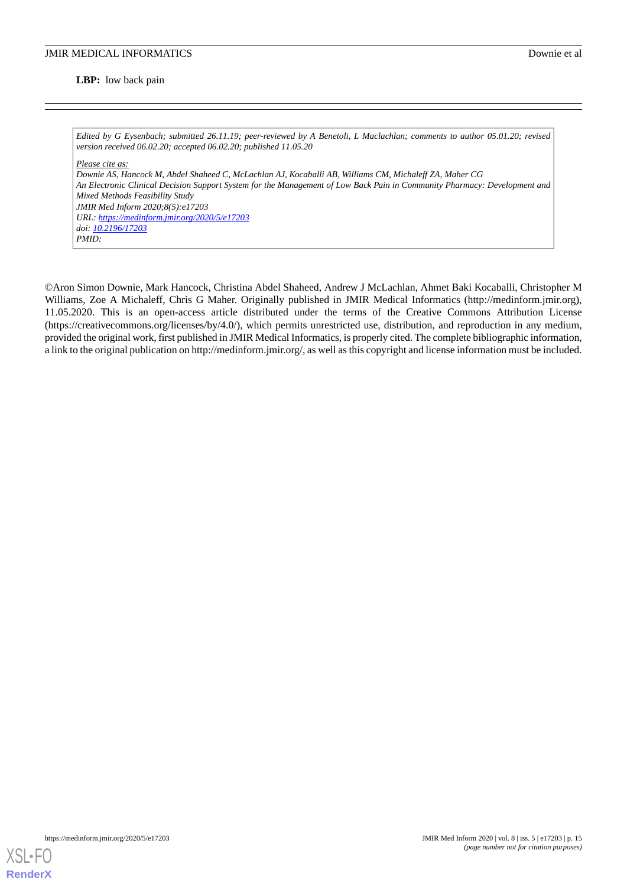**LBP:** low back pain

---

*Edited by G Eysenbach; submitted 26.11.19; peer-reviewed by A Benetoli, L Maclachlan; comments to author 05.01.20; revised version received 06.02.20; accepted 06.02.20; published 11.05.20*

*Please cite as:*
*Downie AS, Hancock M, Abdel Shaheed C, McLachlan AJ, Kocaballi AB, Williams CM, Michaleff ZA, Maher CG*
*An Electronic Clinical Decision Support System for the Management of Low Back Pain in Community Pharmacy: Development and Mixed Methods Feasibility Study*
*JMIR Med Inform 2020;8(5):e17203*
*URL: https://medinform.jmir.org/2020/5/e17203*
*doi: 10.2196/17203*
*PMID:*

©Aron Simon Downie, Mark Hancock, Christina Abdel Shaheed, Andrew J McLachlan, Ahmet Baki Kocaballi, Christopher M Williams, Zoe A Michaleff, Chris G Maher. Originally published in JMIR Medical Informatics (http://medinform.jmir.org), 11.05.2020. This is an open-access article distributed under the terms of the Creative Commons Attribution License (https://creativecommons.org/licenses/by/4.0/), which permits unrestricted use, distribution, and reproduction in any medium, provided the original work, first published in JMIR Medical Informatics, is properly cited. The complete bibliographic information, a link to the original publication on http://medinform.jmir.org/, as well as this copyright and license information must be included.